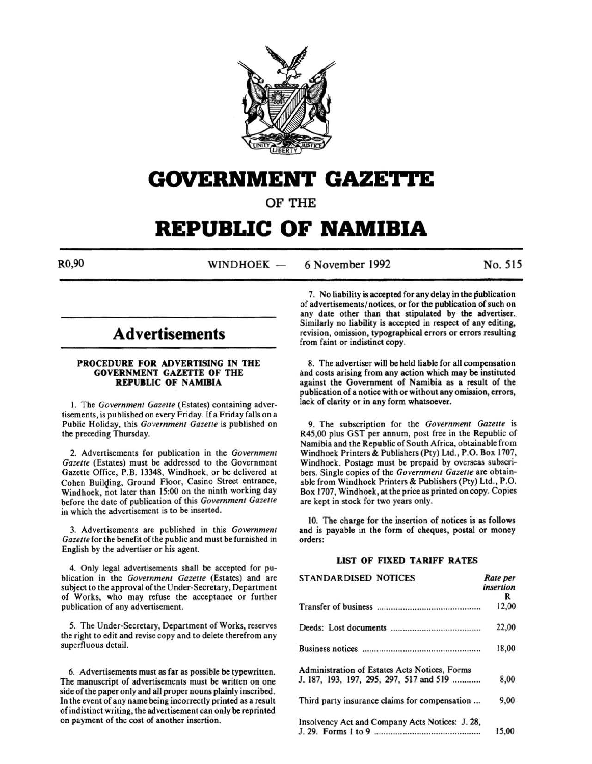# GOVERNMENT GAZETTE

OF THE

# REPUBLIC OF NAMIBIA

R0,90 WINDHOEK — 6 November 1992 No. 515

## Advertisements

### PROCEDURE FOR ADVERTISING IN THE GOVERNMENT GAZETTE OF THE REPUBLIC OF NAMIBIA

1. The *Government Gazette* (Estates) containing advertisements, is published on every Friday. If a Friday falls on a Public Holiday, this *Government Gazette* is published on the preceding Thursday.

2. Advertisements for publication in the *Government Gazette* (Estates) must be addressed to the Government Gazette Office, P.B. 13348, Windhoek, or be delivered at Cohen Building, Ground Floor, Casino Street entrance, Windhoek, not later than 15:00 on the ninth working day before the date of publication of this *Government Gazette* in which the advertisement is to be inserted.

3. Advertisements are published in this *Government Gazette* for the benefit of the public and must be furnished in English by the advertiser or his agent.

4. Only legal advertisements shall be accepted for publication in the *Government Gazette* (Estates) and are subject to the approval of the Under-Secretary, Department of Works, who may refuse the acceptance or further publication of any advertisement.

5. The Under-Secretary, Department of Works, reserves the right to edit and revise copy and to delete therefrom any superfluous detail.

6. Advertisements must as far as possible be typewritten. The manuscript of advertisements must be written on one side of the paper only and all proper nouns plainly inscribed. In the event of any name being incorrectly printed as a result of indistinct writing, the advertisement can only be reprinted on payment of the cost of another insertion.

7. No liability is accepted for any delay in the publication of advertisements/notices, or for the publication of such on any date other than that stipulated by the advertiser. Similarly no liability is accepted in respect of any editing, revision, omission, typographical errors or errors resulting from faint or indistinct copy.

8. The advertiser will be held liable for all compensation and costs arising from any action which may be instituted against the Government of Namibia as a result of the publication of a notice with or without any omission, errors, lack of clarity or in any form whatsoever.

9. The subscription for the *Government Gazette* is R45,00 plus GST per annum, post free in the Republic of Namibia and the Republic of South Africa, obtainable from Windhoek Printers & Publishers (Pty) Ltd., P.O. Box 1707, Windhoek. Postage must be prepaid by overseas subscribers. Single copies of the *Government Gazette* are obtainable from Windhoek Printers & Publishers (Pty) Ltd., P.O. Box 1707, Windhoek, at the price as printed on copy. Copies are kept in stock for two years only.

10. The charge for the insertion of notices is as follows and is payable in the form of cheques, postal or money orders:

#### LIST OF FIXED TARIFF RATES

| STANDARDISED NOTICES | *Rate per insertion* R |
|---|---|
| Transfer of business | 12,00 |
| Deeds: Lost documents | 22,00 |
| Business notices | 18,00 |
| Administration of Estates Acts Notices, Forms J. 187, 193, 197, 295, 297, 517 and 519 | 8,00 |
| Third party insurance claims for compensation | 9,00 |
| Insolvency Act and Company Acts Notices: J. 28, J. 29. Forms 1 to 9 | 15,00 |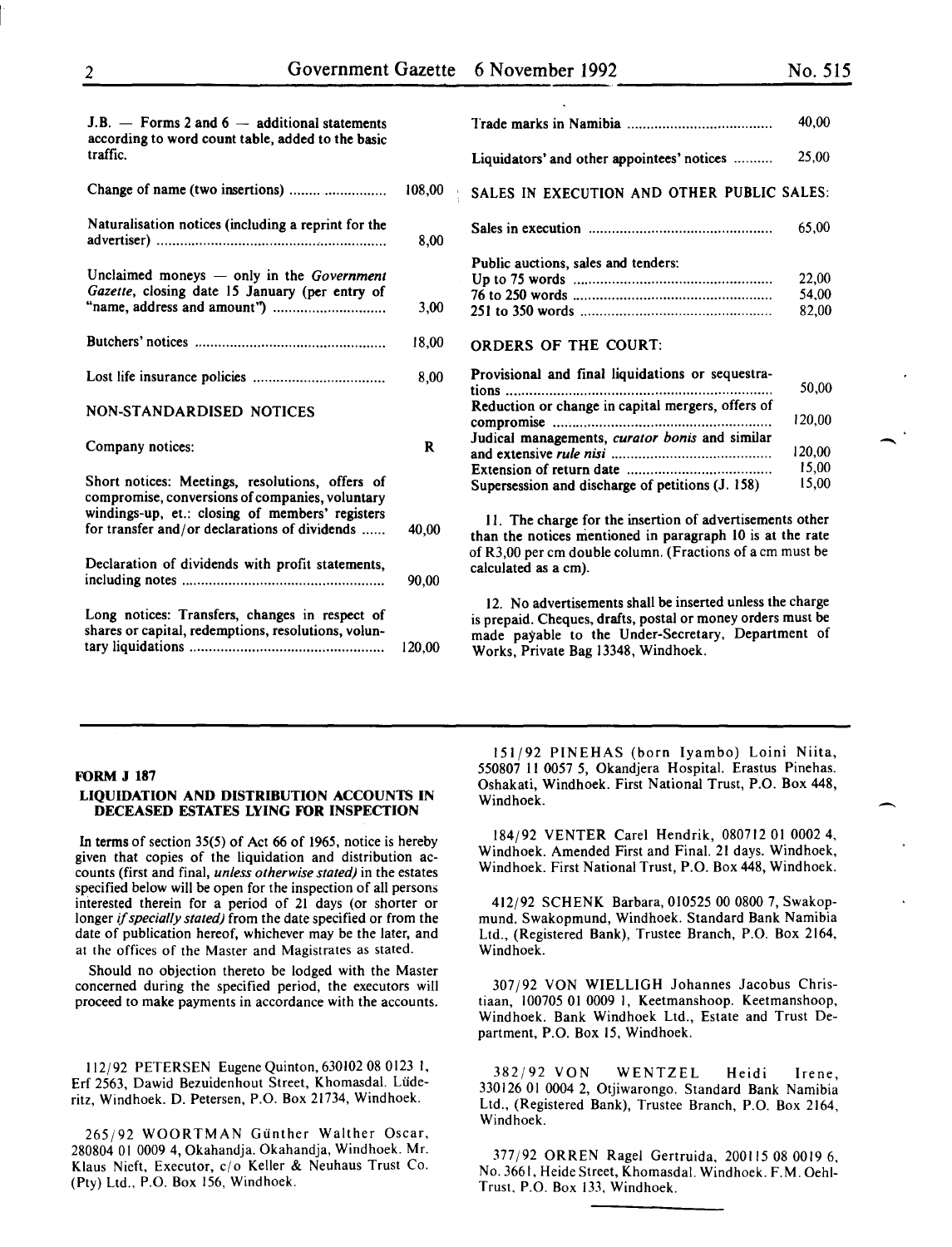| | |
|---|---|
| J.B. — Forms 2 and 6 — additional statements according to word count table, added to the basic traffic. | |
| Change of name (two insertions) | 108,00 |
| Naturalisation notices (including a reprint for the advertiser) | 8,00 |
| Unclaimed moneys — only in the *Government Gazette*, closing date 15 January (per entry of "name, address and amount") | 3,00 |
| Butchers' notices | 18,00 |
| Lost life insurance policies | 8,00 |

NON-STANDARDISED NOTICES

| | |
|---|---|
| Company notices: | R |
| Short notices: Meetings, resolutions, offers of compromise, conversions of companies, voluntary windings-up, et.: closing of members' registers for transfer and/or declarations of dividends | 40,00 |
| Declaration of dividends with profit statements, including notes | 90,00 |
| Long notices: Transfers, changes in respect of shares or capital, redemptions, resolutions, voluntary liquidations | 120,00 |
| Trade marks in Namibia | 40,00 |
| Liquidators' and other appointees' notices | 25,00 |

SALES IN EXECUTION AND OTHER PUBLIC SALES:

| | |
|---|---|
| Sales in execution | 65,00 |
| Public auctions, sales and tenders: | |
| Up to 75 words | 22,00 |
| 76 to 250 words | 54,00 |
| 251 to 350 words | 82,00 |

ORDERS OF THE COURT:

| | |
|---|---|
| Provisional and final liquidations or sequestrations | 50,00 |
| Reduction or change in capital mergers, offers of compromise | 120,00 |
| Judical managements, *curator bonis* and similar and extensive *rule nisi* | 120,00 |
| Extension of return date | 15,00 |
| Supersession and discharge of petitions (J. 158) | 15,00 |

11. The charge for the insertion of advertisements other than the notices mentioned in paragraph 10 is at the rate of R3,00 per cm double column. (Fractions of a cm must be calculated as a cm).

12. No advertisements shall be inserted unless the charge is prepaid. Cheques, drafts, postal or money orders must be made payable to the Under-Secretary, Department of Works, Private Bag 13348, Windhoek.

---

**FORM J 187**

**LIQUIDATION AND DISTRIBUTION ACCOUNTS IN DECEASED ESTATES LYING FOR INSPECTION**

In terms of section 35(5) of Act 66 of 1965, notice is hereby given that copies of the liquidation and distribution accounts (first and final, *unless otherwise stated)* in the estates specified below will be open for the inspection of all persons interested therein for a period of 21 days (or shorter or longer *if specially stated)* from the date specified or from the date of publication hereof, whichever may be the later, and at the offices of the Master and Magistrates as stated.

Should no objection thereto be lodged with the Master concerned during the specified period, the executors will proceed to make payments in accordance with the accounts.

112/92 PETERSEN Eugene Quinton, 630102 08 0123 1, Erf 2563, Dawid Bezuidenhout Street, Khomasdal. Lüderitz, Windhoek. D. Petersen, P.O. Box 21734, Windhoek.

265/92 WOORTMAN Günther Walther Oscar, 280804 01 0009 4, Okahandja. Okahandja, Windhoek. Mr. Klaus Nieft, Executor, c/o Keller & Neuhaus Trust Co. (Pty) Ltd., P.O. Box 156, Windhoek.

151/92 PINEHAS (born Iyambo) Loini Niita, 550807 11 0057 5, Okandjera Hospital. Erastus Pinehas. Oshakati, Windhoek. First National Trust, P.O. Box 448, Windhoek.

184/92 VENTER Carel Hendrik, 080712 01 0002 4, Windhoek. Amended First and Final. 21 days. Windhoek, Windhoek. First National Trust, P.O. Box 448, Windhoek.

412/92 SCHENK Barbara, 010525 00 0800 7, Swakopmund. Swakopmund, Windhoek. Standard Bank Namibia Ltd., (Registered Bank), Trustee Branch, P.O. Box 2164, Windhoek.

307/92 VON WIELLIGH Johannes Jacobus Christiaan, 100705 01 0009 1, Keetmanshoop. Keetmanshoop, Windhoek. Bank Windhoek Ltd., Estate and Trust Department, P.O. Box 15, Windhoek.

382/92 VON WENTZEL Heidi Irene, 330126 01 0004 2, Otjiwarongo. Standard Bank Namibia Ltd., (Registered Bank), Trustee Branch, P.O. Box 2164, Windhoek.

377/92 ORREN Ragel Gertruida, 200115 08 0019 6, No. 3661, Heide Street, Khomasdal. Windhoek. F.M. Oehl-Trust, P.O. Box 133, Windhoek.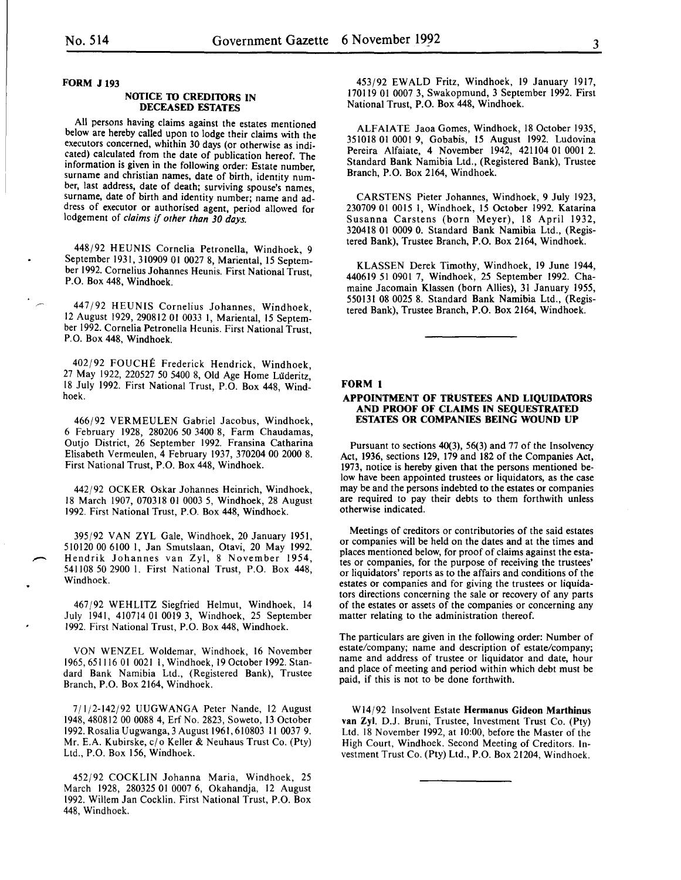**FORM J 193**

### NOTICE TO CREDITORS IN DECEASED ESTATES

All persons having claims against the estates mentioned below are hereby called upon to lodge their claims with the executors concerned, whithin 30 days (or otherwise as indicated) calculated from the date of publication hereof. The information is given in the following order: Estate number, surname and christian names, date of birth, identity number, last address, date of death; surviving spouse's names, surname, date of birth and identity number; name and address of executor or authorised agent, period allowed for lodgement of *claims if other than 30 days.*

448/92 HEUNIS Cornelia Petronella, Windhoek, 9 September 1931, 310909 01 0027 8, Mariental, 15 September 1992. Cornelius Johannes Heunis. First National Trust, P.O. Box 448, Windhoek.

447/92 HEUNIS Cornelius Johannes, Windhoek, 12 August 1929, 290812 01 0033 1, Mariental, 15 September 1992. Cornelia Petronella Heunis. First National Trust, P.O. Box 448, Windhoek.

402/92 FOUCHÉ Frederick Hendrick, Windhoek, 27 May 1922, 220527 50 5400 8, Old Age Home Lüderitz, 18 July 1992. First National Trust, P.O. Box 448, Windhoek.

466/92 VERMEULEN Gabriel Jacobus, Windhoek, 6 February 1928, 280206 50 3400 8, Farm Chaudamas, Outjo District, 26 September 1992. Fransina Catharina Elisabeth Vermeulen, 4 February 1937, 370204 00 2000 8. First National Trust, P.O. Box 448, Windhoek.

442/92 OCKER Oskar Johannes Heinrich, Windhoek, 18 March 1907, 070318 01 0003 5, Windhoek, 28 August 1992. First National Trust, P.O. Box 448, Windhoek.

395/92 VAN ZYL Gale, Windhoek, 20 January 1951, 510120 00 6100 1, Jan Smutslaan, Otavi, 20 May 1992. Hendrik Johannes van Zyl, 8 November 1954, 541108 50 2900 1. First National Trust, P.O. Box 448, Windhoek.

467/92 WEHLITZ Siegfried Helmut, Windhoek, 14 July 1941, 410714 01 0019 3, Windhoek, 25 September 1992. First National Trust, P.O. Box 448, Windhoek.

VON WENZEL Woldemar, Windhoek, 16 November 1965, 651116 01 0021 1, Windhoek, 19 October 1992. Standard Bank Namibia Ltd., (Registered Bank), Trustee Branch, P.O. Box 2164, Windhoek.

7/1/2-142/92 UUGWANGA Peter Nande, 12 August 1948, 480812 00 0088 4, Erf No. 2823, Soweto, 13 October 1992. Rosalia Uugwanga, 3 August 1961, 610803 11 0037 9. Mr. E.A. Kubirske, c/o Keller & Neuhaus Trust Co. (Pty) Ltd., P.O. Box 156, Windhoek.

452/92 COCKLIN Johanna Maria, Windhoek, 25 March 1928, 280325 01 0007 6, Okahandja, 12 August 1992. Willem Jan Cocklin. First National Trust, P.O. Box 448, Windhoek.

453/92 EWALD Fritz, Windhoek, 19 January 1917, 170119 01 0007 3, Swakopmund, 3 September 1992. First National Trust, P.O. Box 448, Windhoek.

ALFAIATE Jaoa Gomes, Windhoek, 18 October 1935, 351018 01 0001 9, Gobabis, 15 August 1992. Ludovina Pereira Alfaiate, 4 November 1942, 421104 01 0001 2. Standard Bank Namibia Ltd., (Registered Bank), Trustee Branch, P.O. Box 2164, Windhoek.

CARSTENS Pieter Johannes, Windhoek, 9 July 1923, 230709 01 0015 1, Windhoek, 15 October 1992. Katarina Susanna Carstens (born Meyer), 18 April 1932, 320418 01 0009 0. Standard Bank Namibia Ltd., (Registered Bank), Trustee Branch, P.O. Box 2164, Windhoek.

KLASSEN Derek Timothy, Windhoek, 19 June 1944, 440619 51 0901 7, Windhoek, 25 September 1992. Chamaine Jacomain Klassen (born Allies), 31 January 1955, 550131 08 0025 8. Standard Bank Namibia Ltd., (Registered Bank), Trustee Branch, P.O. Box 2164, Windhoek.

---

**FORM 1**

### APPOINTMENT OF TRUSTEES AND LIQUIDATORS AND PROOF OF CLAIMS IN SEQUESTRATED ESTATES OR COMPANIES BEING WOUND UP

Pursuant to sections 40(3), 56(3) and 77 of the Insolvency Act, 1936, sections 129, 179 and 182 of the Companies Act, 1973, notice is hereby given that the persons mentioned below have been appointed trustees or liquidators, as the case may be and the persons indebted to the estates or companies are required to pay their debts to them forthwith unless otherwise indicated.

Meetings of creditors or contributories of the said estates or companies will be held on the dates and at the times and places mentioned below, for proof of claims against the estates or companies, for the purpose of receiving the trustees' or liquidators' reports as to the affairs and conditions of the estates or companies and for giving the trustees or liquidators directions concerning the sale or recovery of any parts of the estates or assets of the companies or concerning any matter relating to the administration thereof.

The particulars are given in the following order: Number of estate/company; name and description of estate/company; name and address of trustee or liquidator and date, hour and place of meeting and period within which debt must be paid, if this is not to be done forthwith.

W14/92 Insolvent Estate **Hermanus Gideon Marthinus van Zyl**. D.J. Bruni, Trustee, Investment Trust Co. (Pty) Ltd. 18 November 1992, at 10:00, before the Master of the High Court, Windhoek. Second Meeting of Creditors. Investment Trust Co. (Pty) Ltd., P.O. Box 21204, Windhoek.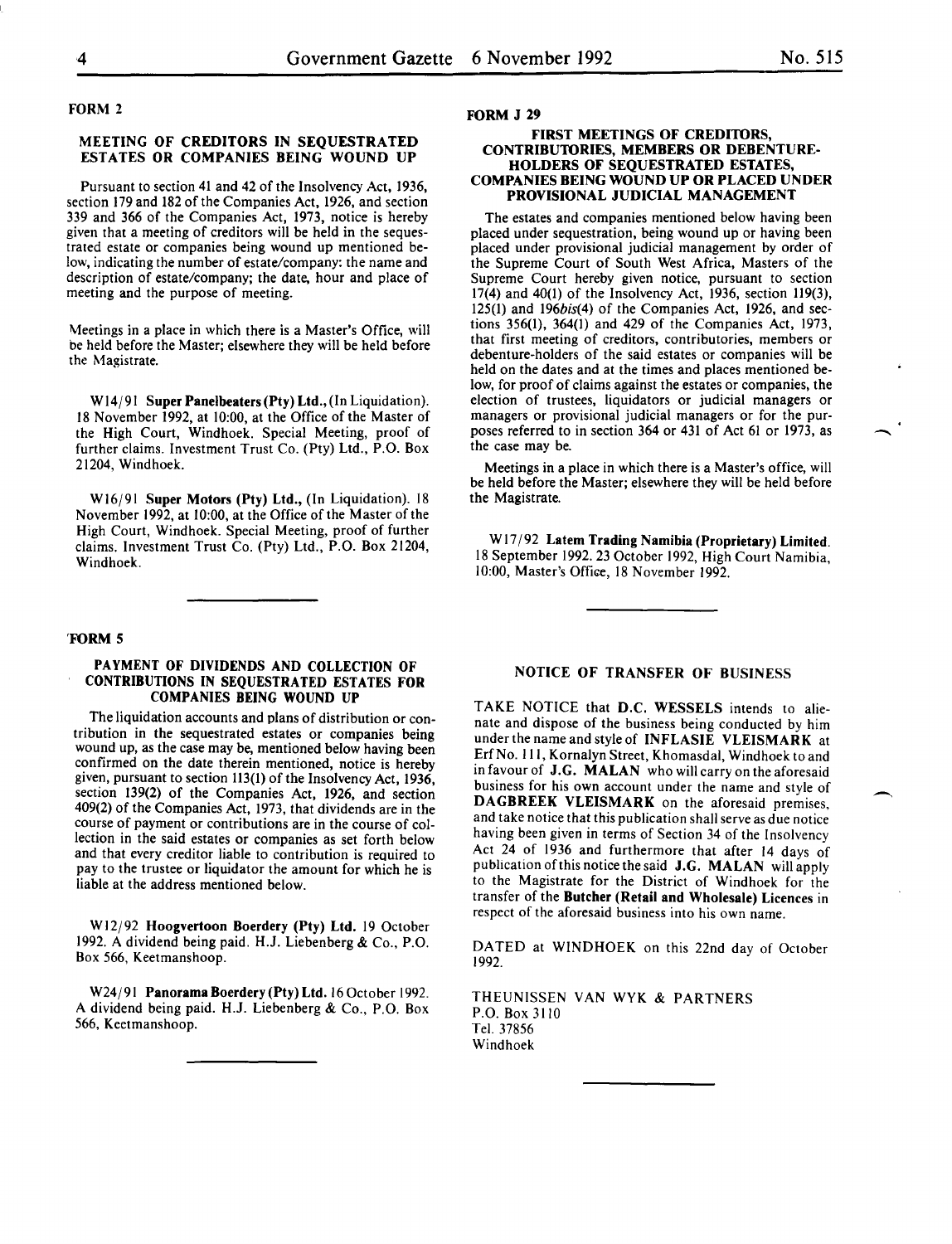## FORM 2

### MEETING OF CREDITORS IN SEQUESTRATED ESTATES OR COMPANIES BEING WOUND UP

Pursuant to section 41 and 42 of the Insolvency Act, 1936, section 179 and 182 of the Companies Act, 1926, and section 339 and 366 of the Companies Act, 1973, notice is hereby given that a meeting of creditors will be held in the sequestrated estate or companies being wound up mentioned below, indicating the number of estate/company: the name and description of estate/company; the date, hour and place of meeting and the purpose of meeting.

Meetings in a place in which there is a Master's Office, will be held before the Master; elsewhere they will be held before the Magistrate.

W14/91 **Super Panelbeaters (Pty) Ltd.,** (In Liquidation). 18 November 1992, at 10:00, at the Office of the Master of the High Court, Windhoek. Special Meeting, proof of further claims. Investment Trust Co. (Pty) Ltd., P.O. Box 21204, Windhoek.

W16/91 **Super Motors (Pty) Ltd.,** (In Liquidation). 18 November 1992, at 10:00, at the Office of the Master of the High Court, Windhoek. Special Meeting, proof of further claims. Investment Trust Co. (Pty) Ltd., P.O. Box 21204, Windhoek.

---

## FORM 5

### PAYMENT OF DIVIDENDS AND COLLECTION OF CONTRIBUTIONS IN SEQUESTRATED ESTATES FOR COMPANIES BEING WOUND UP

The liquidation accounts and plans of distribution or contribution in the sequestrated estates or companies being wound up, as the case may be, mentioned below having been confirmed on the date therein mentioned, notice is hereby given, pursuant to section 113(1) of the Insolvency Act, 1936, section 139(2) of the Companies Act, 1926, and section 409(2) of the Companies Act, 1973, that dividends are in the course of payment or contributions are in the course of collection in the said estates or companies as set forth below and that every creditor liable to contribution is required to pay to the trustee or liquidator the amount for which he is liable at the address mentioned below.

W12/92 **Hoogvertoon Boerdery (Pty) Ltd.** 19 October 1992. A dividend being paid. H.J. Liebenberg & Co., P.O. Box 566, Keetmanshoop.

W24/91 **Panorama Boerdery (Pty) Ltd.** 16 October 1992. A dividend being paid. H.J. Liebenberg & Co., P.O. Box 566, Keetmanshoop.

---

## FORM J 29

### FIRST MEETINGS OF CREDITORS, CONTRIBUTORIES, MEMBERS OR DEBENTURE-HOLDERS OF SEQUESTRATED ESTATES, COMPANIES BEING WOUND UP OR PLACED UNDER PROVISIONAL JUDICIAL MANAGEMENT

The estates and companies mentioned below having been placed under sequestration, being wound up or having been placed under provisional judicial management by order of the Supreme Court of South West Africa, Masters of the Supreme Court hereby given notice, pursuant to section 17(4) and 40(1) of the Insolvency Act, 1936, section 119(3), 125(1) and 196*bis*(4) of the Companies Act, 1926, and sections 356(1), 364(1) and 429 of the Companies Act, 1973, that first meeting of creditors, contributories, members or debenture-holders of the said estates or companies will be held on the dates and at the times and places mentioned below, for proof of claims against the estates or companies, the election of trustees, liquidators or judicial managers or managers or provisional judicial managers or for the purposes referred to in section 364 or 431 of Act 61 or 1973, as the case may be.

Meetings in a place in which there is a Master's office, will be held before the Master; elsewhere they will be held before the Magistrate.

W17/92 **Latem Trading Namibia (Proprietary) Limited.** 18 September 1992. 23 October 1992, High Court Namibia, 10:00, Master's Office, 18 November 1992.

---

### NOTICE OF TRANSFER OF BUSINESS

TAKE NOTICE that **D.C. WESSELS** intends to alienate and dispose of the business being conducted by him under the name and style of **INFLASIE VLEISMARK** at Erf No. 111, Kornalyn Street, Khomasdal, Windhoek to and in favour of **J.G. MALAN** who will carry on the aforesaid business for his own account under the name and style of **DAGBREEK VLEISMARK** on the aforesaid premises, and take notice that this publication shall serve as due notice having been given in terms of Section 34 of the Insolvency Act 24 of 1936 and furthermore that after 14 days of publication of this notice the said **J.G. MALAN** will apply to the Magistrate for the District of Windhoek for the transfer of the **Butcher (Retail and Wholesale) Licences** in respect of the aforesaid business into his own name.

DATED at WINDHOEK on this 22nd day of October 1992.

THEUNISSEN VAN WYK & PARTNERS
P.O. Box 3110
Tel. 37856
Windhoek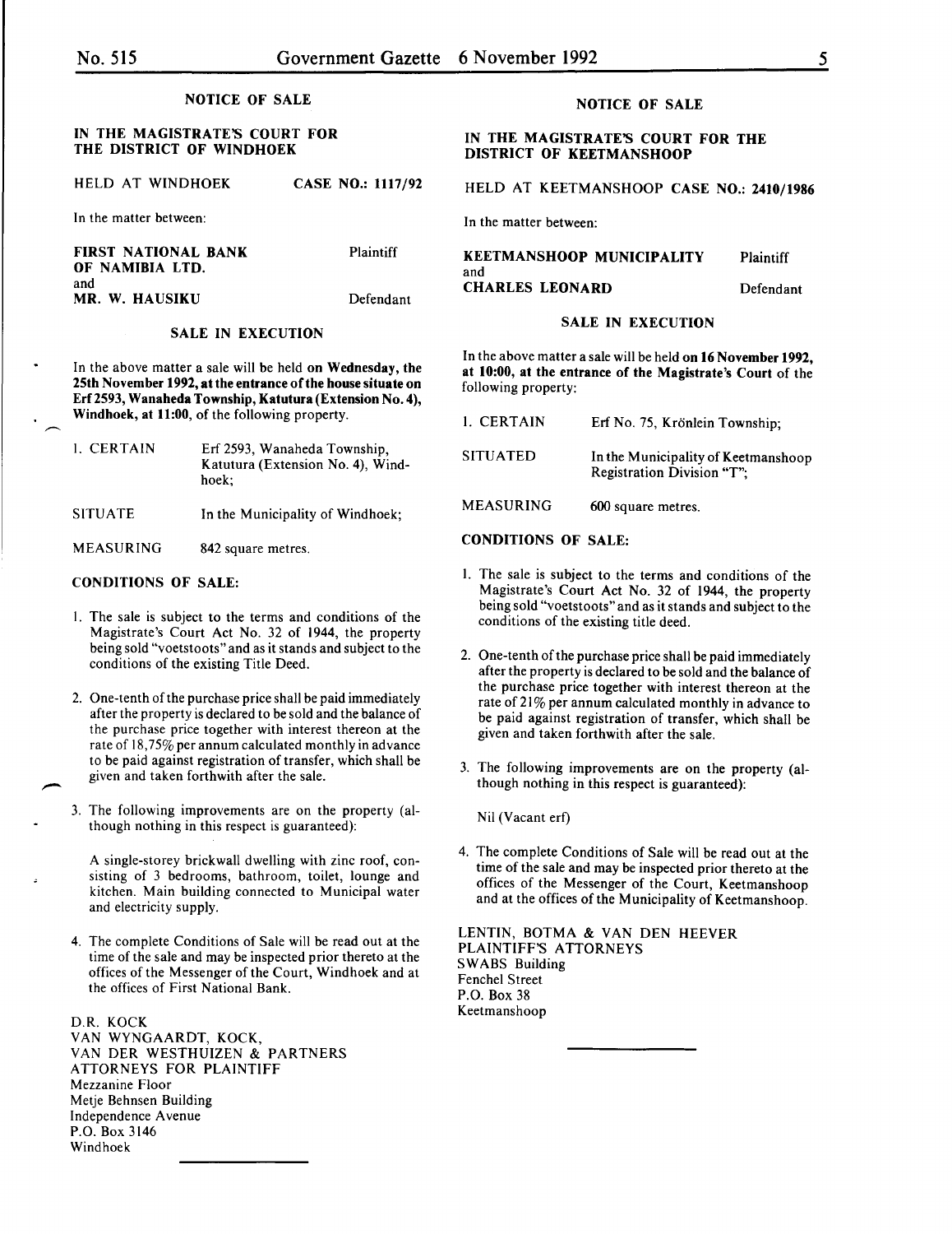## NOTICE OF SALE

**IN THE MAGISTRATE'S COURT FOR THE DISTRICT OF WINDHOEK**

HELD AT WINDHOEK **CASE NO.: 1117/92**

In the matter between:

**FIRST NATIONAL BANK OF NAMIBIA LTD.** Plaintiff
and
**MR. W. HAUSIKU** Defendant

**SALE IN EXECUTION**

In the above matter a sale will be held **on Wednesday, the 25th November 1992, at the entrance of the house situate on Erf 2593, Wanaheda Township, Katutura (Extension No. 4), Windhoek, at 11:00,** of the following property.

| | |
|---|---|
| 1. CERTAIN | Erf 2593, Wanaheda Township, Katutura (Extension No. 4), Windhoek; |
| SITUATE | In the Municipality of Windhoek; |
| MEASURING | 842 square metres. |

**CONDITIONS OF SALE:**

1. The sale is subject to the terms and conditions of the Magistrate's Court Act No. 32 of 1944, the property being sold "voetstoots" and as it stands and subject to the conditions of the existing Title Deed.

2. One-tenth of the purchase price shall be paid immediately after the property is declared to be sold and the balance of the purchase price together with interest thereon at the rate of 18,75% per annum calculated monthly in advance to be paid against registration of transfer, which shall be given and taken forthwith after the sale.

3. The following improvements are on the property (although nothing in this respect is guaranteed):

   A single-storey brickwall dwelling with zinc roof, consisting of 3 bedrooms, bathroom, toilet, lounge and kitchen. Main building connected to Municipal water and electricity supply.

4. The complete Conditions of Sale will be read out at the time of the sale and may be inspected prior thereto at the offices of the Messenger of the Court, Windhoek and at the offices of First National Bank.

D.R. KOCK
VAN WYNGAARDT, KOCK,
VAN DER WESTHUIZEN & PARTNERS
ATTORNEYS FOR PLAINTIFF
Mezzanine Floor
Metje Behnsen Building
Independence Avenue
P.O. Box 3146
Windhoek

---

## NOTICE OF SALE

**IN THE MAGISTRATE'S COURT FOR THE DISTRICT OF KEETMANSHOOP**

HELD AT KEETMANSHOOP **CASE NO.: 2410/1986**

In the matter between:

**KEETMANSHOOP MUNICIPALITY** Plaintiff
and
**CHARLES LEONARD** Defendant

**SALE IN EXECUTION**

In the above matter a sale will be held **on 16 November 1992, at 10:00, at the entrance of the Magistrate's Court** of the following property:

| | |
|---|---|
| 1. CERTAIN | Erf No. 75, Krönlein Township; |
| SITUATED | In the Municipality of Keetmanshoop Registration Division "T"; |
| MEASURING | 600 square metres. |

**CONDITIONS OF SALE:**

1. The sale is subject to the terms and conditions of the Magistrate's Court Act No. 32 of 1944, the property being sold "voetstoots" and as it stands and subject to the conditions of the existing title deed.

2. One-tenth of the purchase price shall be paid immediately after the property is declared to be sold and the balance of the purchase price together with interest thereon at the rate of 21% per annum calculated monthly in advance to be paid against registration of transfer, which shall be given and taken forthwith after the sale.

3. The following improvements are on the property (although nothing in this respect is guaranteed):

   Nil (Vacant erf)

4. The complete Conditions of Sale will be read out at the time of the sale and may be inspected prior thereto at the offices of the Messenger of the Court, Keetmanshoop and at the offices of the Municipality of Keetmanshoop.

LENTIN, BOTMA & VAN DEN HEEVER
PLAINTIFF'S ATTORNEYS
SWABS Building
Fenchel Street
P.O. Box 38
Keetmanshoop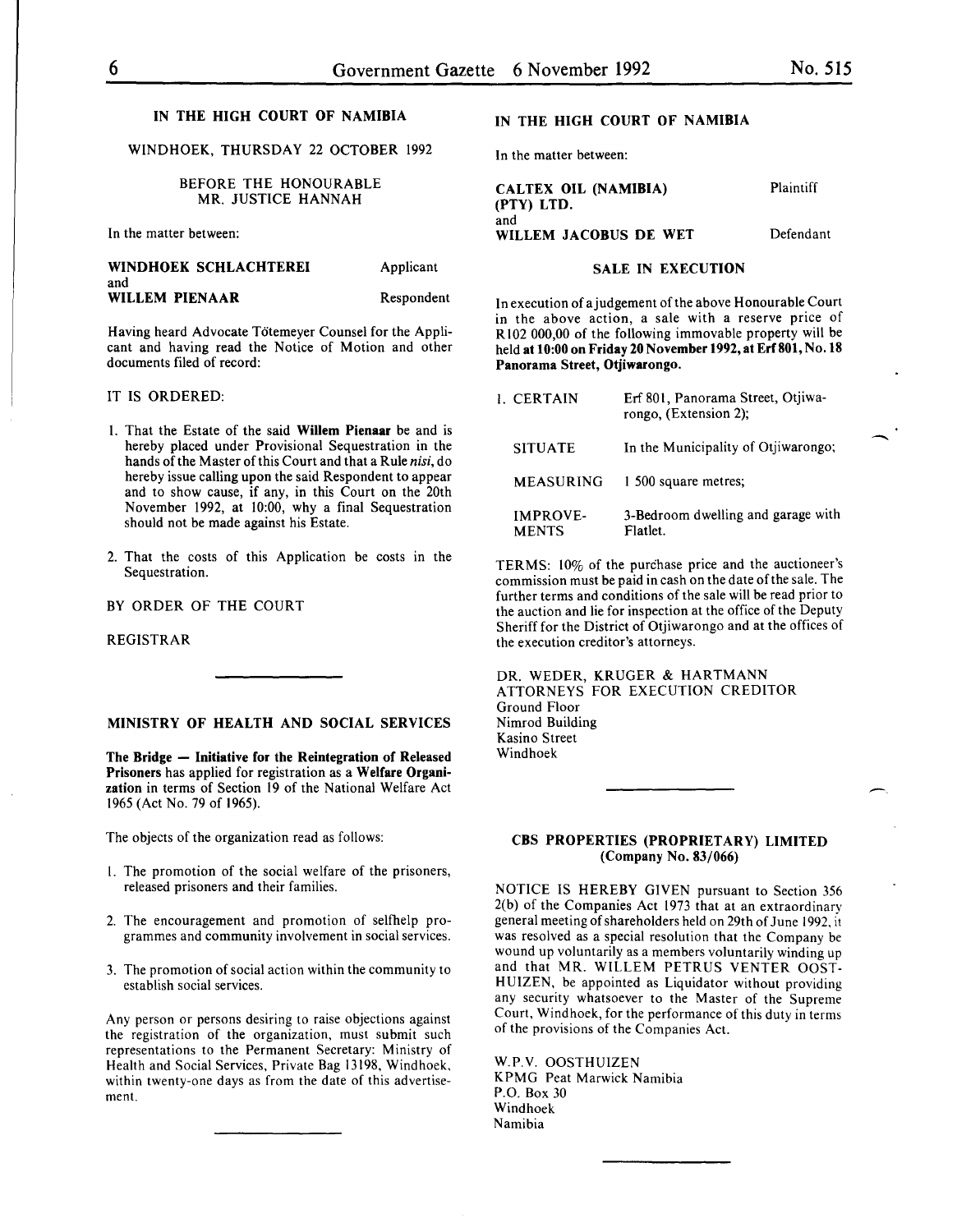## IN THE HIGH COURT OF NAMIBIA

WINDHOEK, THURSDAY 22 OCTOBER 1992

BEFORE THE HONOURABLE MR. JUSTICE HANNAH

In the matter between:

| | |
|---|---|
| **WINDHOEK SCHLACHTEREI** | Applicant |
| and | |
| **WILLEM PIENAAR** | Respondent |

Having heard Advocate Tötemeyer Counsel for the Applicant and having read the Notice of Motion and other documents filed of record:

IT IS ORDERED:

1. That the Estate of the said **Willem Pienaar** be and is hereby placed under Provisional Sequestration in the hands of the Master of this Court and that a Rule *nisi*, do hereby issue calling upon the said Respondent to appear and to show cause, if any, in this Court on the 20th November 1992, at 10:00, why a final Sequestration should not be made against his Estate.

2. That the costs of this Application be costs in the Sequestration.

BY ORDER OF THE COURT

REGISTRAR

---

## MINISTRY OF HEALTH AND SOCIAL SERVICES

**The Bridge — Initiative for the Reintegration of Released Prisoners** has applied for registration as a **Welfare Organization** in terms of Section 19 of the National Welfare Act 1965 (Act No. 79 of 1965).

The objects of the organization read as follows:

1. The promotion of the social welfare of the prisoners, released prisoners and their families.

2. The encouragement and promotion of selfhelp programmes and community involvement in social services.

3. The promotion of social action within the community to establish social services.

Any person or persons desiring to raise objections against the registration of the organization, must submit such representations to the Permanent Secretary: Ministry of Health and Social Services, Private Bag 13198, Windhoek, within twenty-one days as from the date of this advertisement.

---

## IN THE HIGH COURT OF NAMIBIA

In the matter between:

| | |
|---|---|
| **CALTEX OIL (NAMIBIA) (PTY) LTD.** | Plaintiff |
| and | |
| **WILLEM JACOBUS DE WET** | Defendant |

### SALE IN EXECUTION

In execution of a judgement of the above Honourable Court in the above action, a sale with a reserve price of R102 000,00 of the following immovable property will be held **at 10:00 on Friday 20 November 1992, at Erf 801, No. 18 Panorama Street, Otjiwarongo.**

| | |
|---|---|
| 1. CERTAIN | Erf 801, Panorama Street, Otjiwarongo, (Extension 2); |
| SITUATE | In the Municipality of Otjiwarongo; |
| MEASURING | 1 500 square metres; |
| IMPROVEMENTS | 3-Bedroom dwelling and garage with Flatlet. |

TERMS: 10% of the purchase price and the auctioneer's commission must be paid in cash on the date of the sale. The further terms and conditions of the sale will be read prior to the auction and lie for inspection at the office of the Deputy Sheriff for the District of Otjiwarongo and at the offices of the execution creditor's attorneys.

DR. WEDER, KRUGER & HARTMANN
ATTORNEYS FOR EXECUTION CREDITOR
Ground Floor
Nimrod Building
Kasino Street
Windhoek

---

## CBS PROPERTIES (PROPRIETARY) LIMITED (Company No. 83/066)

NOTICE IS HEREBY GIVEN pursuant to Section 356 2(b) of the Companies Act 1973 that at an extraordinary general meeting of shareholders held on 29th of June 1992, it was resolved as a special resolution that the Company be wound up voluntarily as a members voluntarily winding up and that MR. WILLEM PETRUS VENTER OOSTHUIZEN, be appointed as Liquidator without providing any security whatsoever to the Master of the Supreme Court, Windhoek, for the performance of this duty in terms of the provisions of the Companies Act.

W.P.V. OOSTHUIZEN
KPMG Peat Marwick Namibia
P.O. Box 30
Windhoek
Namibia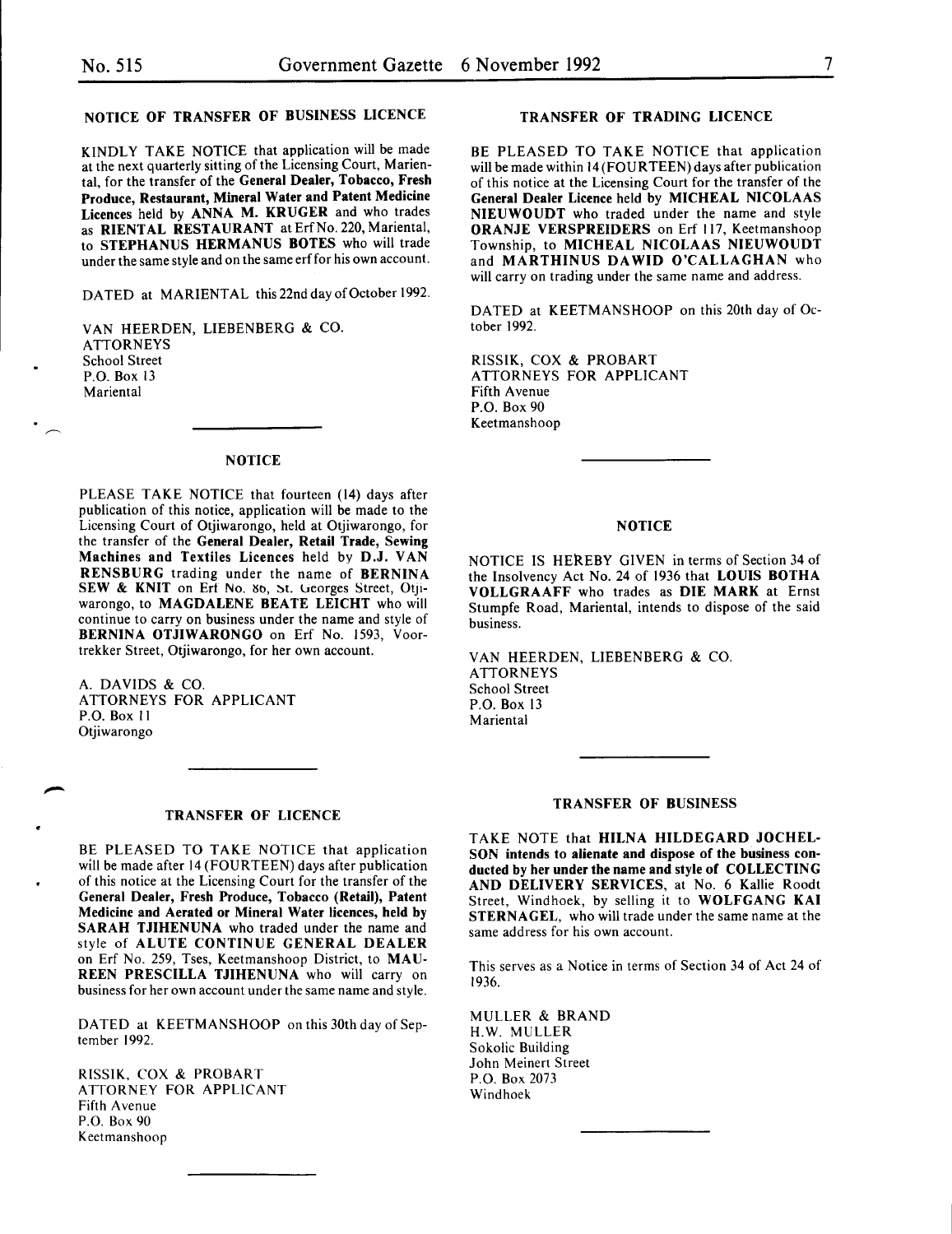## NOTICE OF TRANSFER OF BUSINESS LICENCE

KINDLY TAKE NOTICE that application will be made at the next quarterly sitting of the Licensing Court, Mariental, for the transfer of the **General Dealer, Tobacco, Fresh Produce, Restaurant, Mineral Water and Patent Medicine Licences** held by **ANNA M. KRUGER** and who trades as **RIENTAL RESTAURANT** at Erf No. 220, Mariental, to **STEPHANUS HERMANUS BOTES** who will trade under the same style and on the same erf for his own account.

DATED at MARIENTAL this 22nd day of October 1992.

VAN HEERDEN, LIEBENBERG & CO.
ATTORNEYS
School Street
P.O. Box 13
Mariental

## NOTICE

PLEASE TAKE NOTICE that fourteen (14) days after publication of this notice, application will be made to the Licensing Court of Otjiwarongo, held at Otjiwarongo, for the transfer of the **General Dealer, Retail Trade, Sewing Machines and Textiles Licences** held by **D.J. VAN RENSBURG** trading under the name of **BERNINA SEW & KNIT** on Erf No. 86, St. Georges Street, Otjiwarongo, to **MAGDALENE BEATE LEICHT** who will continue to carry on business under the name and style of **BERNINA OTJIWARONGO** on Erf No. 1593, Voortrekker Street, Otjiwarongo, for her own account.

A. DAVIDS & CO.
ATTORNEYS FOR APPLICANT
P.O. Box 11
Otjiwarongo

## TRANSFER OF LICENCE

BE PLEASED TO TAKE NOTICE that application will be made after 14 (FOURTEEN) days after publication of this notice at the Licensing Court for the transfer of the **General Dealer, Fresh Produce, Tobacco (Retail), Patent Medicine and Aerated or Mineral Water licences, held by SARAH TJIHENUNA** who traded under the name and style of **ALUTE CONTINUE GENERAL DEALER** on Erf No. 259, Tses, Keetmanshoop District, to **MAUREEN PRESCILLA TJIHENUNA** who will carry on business for her own account under the same name and style.

DATED at KEETMANSHOOP on this 30th day of September 1992.

RISSIK, COX & PROBART
ATTORNEY FOR APPLICANT
Fifth Avenue
P.O. Box 90
Keetmanshoop

## TRANSFER OF TRADING LICENCE

BE PLEASED TO TAKE NOTICE that application will be made within 14 (FOURTEEN) days after publication of this notice at the Licensing Court for the transfer of the **General Dealer Licence** held by **MICHEAL NICOLAAS NIEUWOUDT** who traded under the name and style **ORANJE VERSPREIDERS** on Erf 117, Keetmanshoop Township, to **MICHEAL NICOLAAS NIEUWOUDT** and **MARTHINUS DAWID O'CALLAGHAN** who will carry on trading under the same name and address.

DATED at KEETMANSHOOP on this 20th day of October 1992.

RISSIK, COX & PROBART
ATTORNEYS FOR APPLICANT
Fifth Avenue
P.O. Box 90
Keetmanshoop

## NOTICE

NOTICE IS HEREBY GIVEN in terms of Section 34 of the Insolvency Act No. 24 of 1936 that **LOUIS BOTHA VOLLGRAAFF** who trades as **DIE MARK** at Ernst Stumpfe Road, Mariental, intends to dispose of the said business.

VAN HEERDEN, LIEBENBERG & CO.
ATTORNEYS
School Street
P.O. Box 13
Mariental

## TRANSFER OF BUSINESS

TAKE NOTE that **HILNA HILDEGARD JOCHELSON intends to alienate and dispose of the business conducted by her under the name and style of COLLECTING AND DELIVERY SERVICES**, at No. 6 Kallie Roodt Street, Windhoek, by selling it to **WOLFGANG KAI STERNAGEL**, who will trade under the same name at the same address for his own account.

This serves as a Notice in terms of Section 34 of Act 24 of 1936.

MULLER & BRAND
H.W. MULLER
Sokolic Building
John Meinert Street
P.O. Box 2073
Windhoek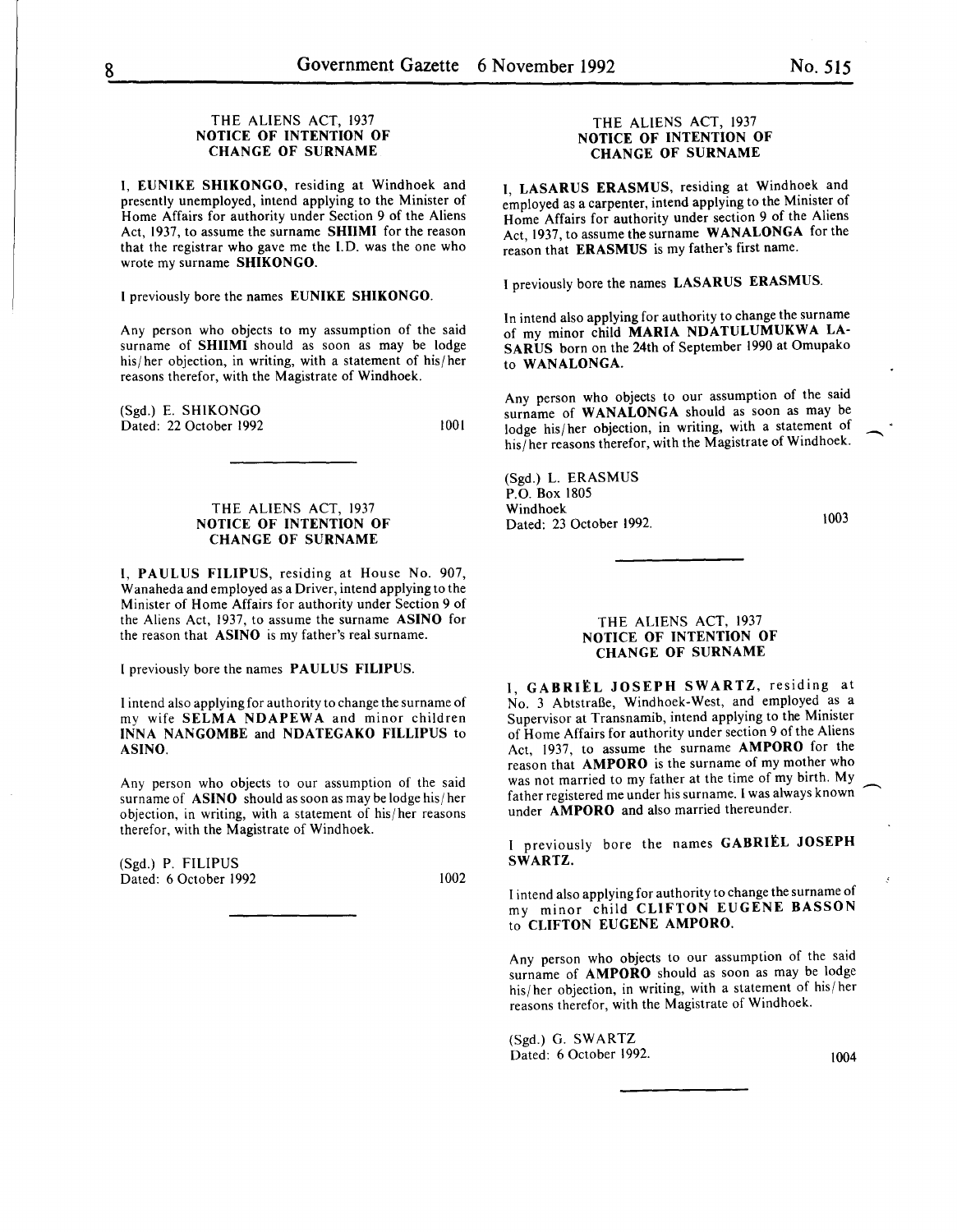THE ALIENS ACT, 1937
**NOTICE OF INTENTION OF CHANGE OF SURNAME**

I, **EUNIKE SHIKONGO**, residing at Windhoek and presently unemployed, intend applying to the Minister of Home Affairs for authority under Section 9 of the Aliens Act, 1937, to assume the surname **SHIIMI** for the reason that the registrar who gave me the I.D. was the one who wrote my surname **SHIKONGO**.

I previously bore the names **EUNIKE SHIKONGO**.

Any person who objects to my assumption of the said surname of **SHIIMI** should as soon as may be lodge his/her objection, in writing, with a statement of his/her reasons therefor, with the Magistrate of Windhoek.

(Sgd.) E. SHIKONGO
Dated: 22 October 1992

1001

---

THE ALIENS ACT, 1937
**NOTICE OF INTENTION OF CHANGE OF SURNAME**

I, **PAULUS FILIPUS**, residing at House No. 907, Wanaheda and employed as a Driver, intend applying to the Minister of Home Affairs for authority under Section 9 of the Aliens Act, 1937, to assume the surname **ASINO** for the reason that **ASINO** is my father's real surname.

I previously bore the names **PAULUS FILIPUS**.

I intend also applying for authority to change the surname of my wife **SELMA NDAPEWA** and minor children **INNA NANGOMBE** and **NDATEGAKO FILLIPUS** to **ASINO**.

Any person who objects to our assumption of the said surname of **ASINO** should as soon as may be lodge his/her objection, in writing, with a statement of his/her reasons therefor, with the Magistrate of Windhoek.

(Sgd.) P. FILIPUS
Dated: 6 October 1992

1002

---

THE ALIENS ACT, 1937
**NOTICE OF INTENTION OF CHANGE OF SURNAME**

I, **LASARUS ERASMUS**, residing at Windhoek and employed as a carpenter, intend applying to the Minister of Home Affairs for authority under section 9 of the Aliens Act, 1937, to assume the surname **WANALONGA** for the reason that **ERASMUS** is my father's first name.

I previously bore the names **LASARUS ERASMUS**.

In intend also applying for authority to change the surname of my minor child **MARIA NDATULUMUKWA LASARUS** born on the 24th of September 1990 at Omupako to **WANALONGA**.

Any person who objects to our assumption of the said surname of **WANALONGA** should as soon as may be lodge his/her objection, in writing, with a statement of his/her reasons therefor, with the Magistrate of Windhoek.

(Sgd.) L. ERASMUS
P.O. Box 1805
Windhoek
Dated: 23 October 1992.

1003

---

THE ALIENS ACT, 1937
**NOTICE OF INTENTION OF CHANGE OF SURNAME**

I, **GABRIËL JOSEPH SWARTZ**, residing at No. 3 Abtstraße, Windhoek-West, and employed as a Supervisor at Transnamib, intend applying to the Minister of Home Affairs for authority under section 9 of the Aliens Act, 1937, to assume the surname **AMPORO** for the reason that **AMPORO** is the surname of my mother who was not married to my father at the time of my birth. My father registered me under his surname. I was always known under **AMPORO** and also married thereunder.

I previously bore the names **GABRIËL JOSEPH SWARTZ.**

I intend also applying for authority to change the surname of my minor child **CLIFTON EUGENE BASSON** to **CLIFTON EUGENE AMPORO.**

Any person who objects to our assumption of the said surname of **AMPORO** should as soon as may be lodge his/her objection, in writing, with a statement of his/her reasons therefor, with the Magistrate of Windhoek.

(Sgd.) G. SWARTZ
Dated: 6 October 1992.

1004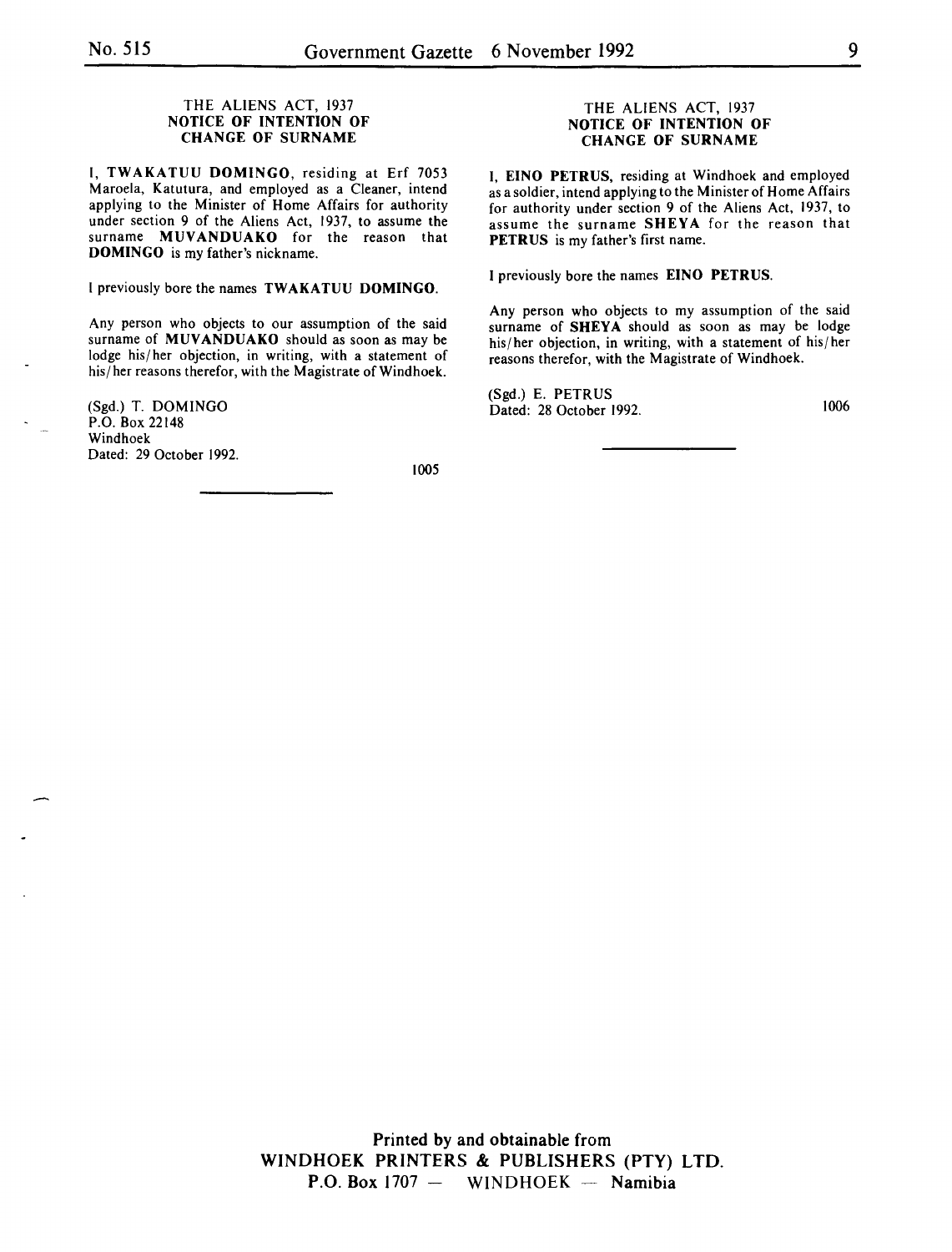THE ALIENS ACT, 1937
**NOTICE OF INTENTION OF CHANGE OF SURNAME**

I, **TWAKATUU DOMINGO**, residing at Erf 7053 Maroela, Katutura, and employed as a Cleaner, intend applying to the Minister of Home Affairs for authority under section 9 of the Aliens Act, 1937, to assume the surname **MUVANDUAKO** for the reason that **DOMINGO** is my father's nickname.

I previously bore the names **TWAKATUU DOMINGO**.

Any person who objects to our assumption of the said surname of **MUVANDUAKO** should as soon as may be lodge his/her objection, in writing, with a statement of his/her reasons therefor, with the Magistrate of Windhoek.

(Sgd.) T. DOMINGO
P.O. Box 22148
Windhoek
Dated: 29 October 1992.

1005

THE ALIENS ACT, 1937
**NOTICE OF INTENTION OF CHANGE OF SURNAME**

I, **EINO PETRUS**, residing at Windhoek and employed as a soldier, intend applying to the Minister of Home Affairs for authority under section 9 of the Aliens Act, 1937, to assume the surname **SHEYA** for the reason that **PETRUS** is my father's first name.

I previously bore the names **EINO PETRUS**.

Any person who objects to my assumption of the said surname of **SHEYA** should as soon as may be lodge his/her objection, in writing, with a statement of his/her reasons therefor, with the Magistrate of Windhoek.

(Sgd.) E. PETRUS
Dated: 28 October 1992.

1006

**Printed by and obtainable from WINDHOEK PRINTERS & PUBLISHERS (PTY) LTD. P.O. Box 1707 — WINDHOEK — Namibia**